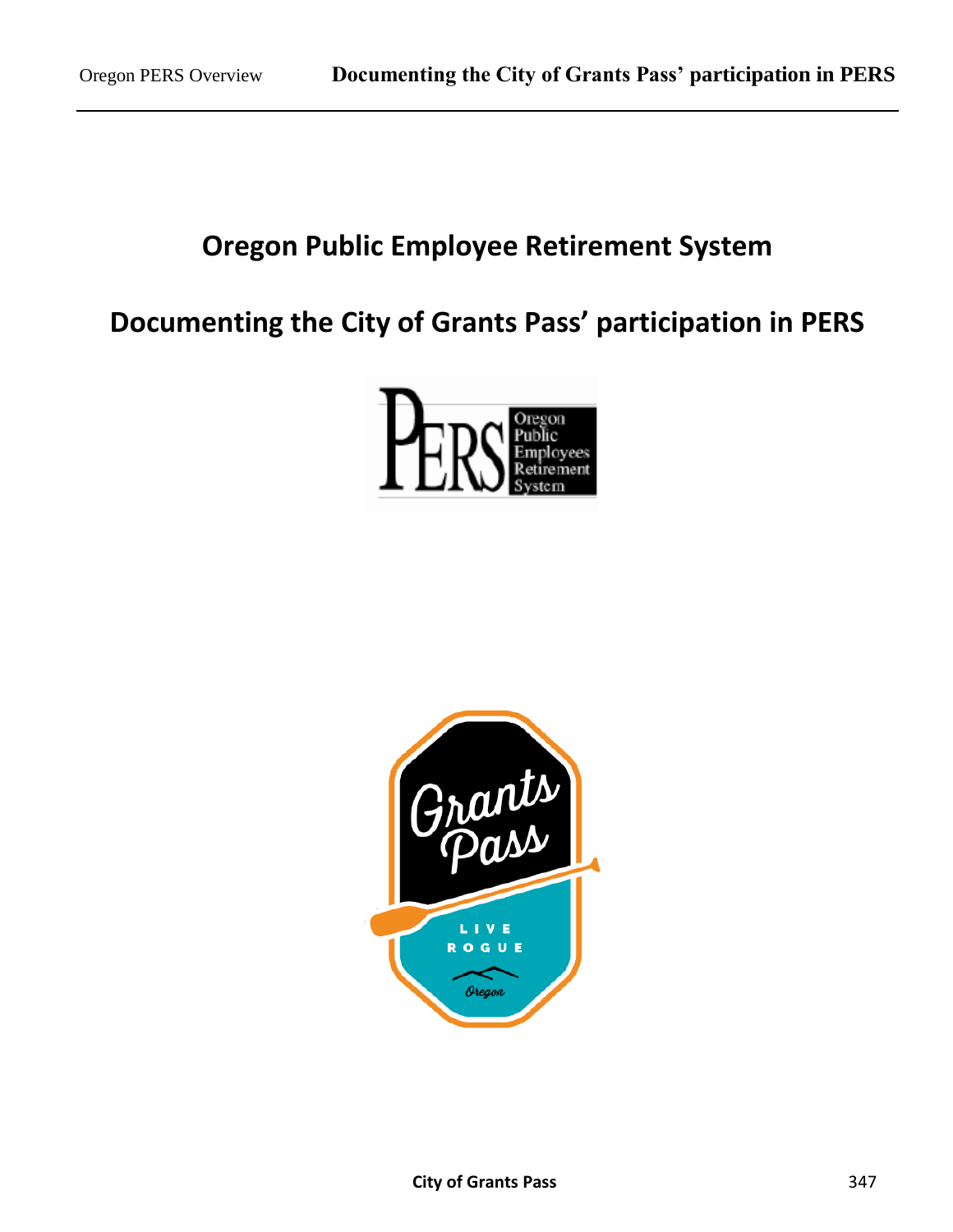# Oregon Public Employee Retirement System

# Documenting the City of Grants Pass' participation in PERS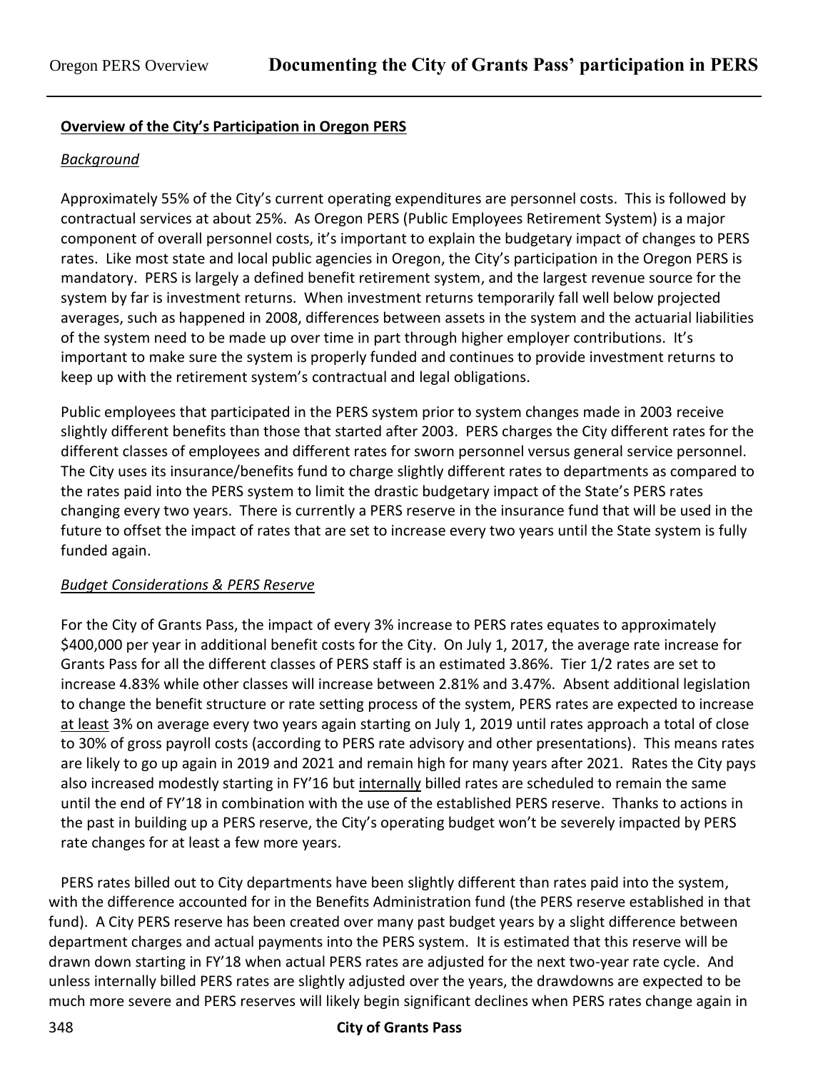**Overview of the City's Participation in Oregon PERS**

*Background*

Approximately 55% of the City's current operating expenditures are personnel costs. This is followed by contractual services at about 25%. As Oregon PERS (Public Employees Retirement System) is a major component of overall personnel costs, it's important to explain the budgetary impact of changes to PERS rates. Like most state and local public agencies in Oregon, the City's participation in the Oregon PERS is mandatory. PERS is largely a defined benefit retirement system, and the largest revenue source for the system by far is investment returns. When investment returns temporarily fall well below projected averages, such as happened in 2008, differences between assets in the system and the actuarial liabilities of the system need to be made up over time in part through higher employer contributions. It's important to make sure the system is properly funded and continues to provide investment returns to keep up with the retirement system's contractual and legal obligations.

Public employees that participated in the PERS system prior to system changes made in 2003 receive slightly different benefits than those that started after 2003. PERS charges the City different rates for the different classes of employees and different rates for sworn personnel versus general service personnel. The City uses its insurance/benefits fund to charge slightly different rates to departments as compared to the rates paid into the PERS system to limit the drastic budgetary impact of the State's PERS rates changing every two years. There is currently a PERS reserve in the insurance fund that will be used in the future to offset the impact of rates that are set to increase every two years until the State system is fully funded again.

*Budget Considerations & PERS Reserve*

For the City of Grants Pass, the impact of every 3% increase to PERS rates equates to approximately $400,000 per year in additional benefit costs for the City. On July 1, 2017, the average rate increase for Grants Pass for all the different classes of PERS staff is an estimated 3.86%. Tier 1/2 rates are set to increase 4.83% while other classes will increase between 2.81% and 3.47%. Absent additional legislation to change the benefit structure or rate setting process of the system, PERS rates are expected to increase at least 3% on average every two years again starting on July 1, 2019 until rates approach a total of close to 30% of gross payroll costs (according to PERS rate advisory and other presentations). This means rates are likely to go up again in 2019 and 2021 and remain high for many years after 2021. Rates the City pays also increased modestly starting in FY'16 but internally billed rates are scheduled to remain the same until the end of FY'18 in combination with the use of the established PERS reserve. Thanks to actions in the past in building up a PERS reserve, the City's operating budget won't be severely impacted by PERS rate changes for at least a few more years.

PERS rates billed out to City departments have been slightly different than rates paid into the system, with the difference accounted for in the Benefits Administration fund (the PERS reserve established in that fund). A City PERS reserve has been created over many past budget years by a slight difference between department charges and actual payments into the PERS system. It is estimated that this reserve will be drawn down starting in FY'18 when actual PERS rates are adjusted for the next two-year rate cycle. And unless internally billed PERS rates are slightly adjusted over the years, the drawdowns are expected to be much more severe and PERS reserves will likely begin significant declines when PERS rates change again in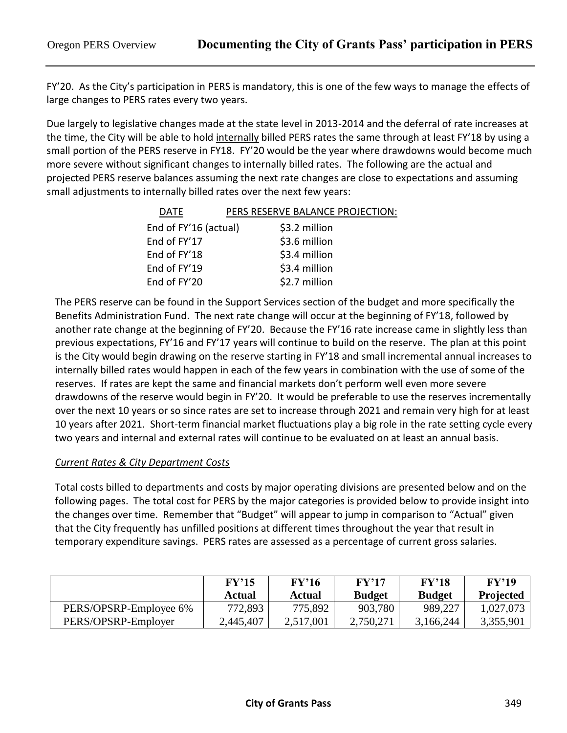FY'20. As the City's participation in PERS is mandatory, this is one of the few ways to manage the effects of large changes to PERS rates every two years.

Due largely to legislative changes made at the state level in 2013-2014 and the deferral of rate increases at the time, the City will be able to hold <u>internally</u> billed PERS rates the same through at least FY'18 by using a small portion of the PERS reserve in FY18. FY'20 would be the year where drawdowns would become much more severe without significant changes to internally billed rates. The following are the actual and projected PERS reserve balances assuming the next rate changes are close to expectations and assuming small adjustments to internally billed rates over the next few years:

| DATE | PERS RESERVE BALANCE PROJECTION: |
|---|---|
| End of FY'16 (actual) | $3.2 million |
| End of FY'17 | $3.6 million |
| End of FY'18 | $3.4 million |
| End of FY'19 | $3.4 million |
| End of FY'20 | $2.7 million |

The PERS reserve can be found in the Support Services section of the budget and more specifically the Benefits Administration Fund. The next rate change will occur at the beginning of FY'18, followed by another rate change at the beginning of FY'20. Because the FY'16 rate increase came in slightly less than previous expectations, FY'16 and FY'17 years will continue to build on the reserve. The plan at this point is the City would begin drawing on the reserve starting in FY'18 and small incremental annual increases to internally billed rates would happen in each of the few years in combination with the use of some of the reserves. If rates are kept the same and financial markets don't perform well even more severe drawdowns of the reserve would begin in FY'20. It would be preferable to use the reserves incrementally over the next 10 years or so since rates are set to increase through 2021 and remain very high for at least 10 years after 2021. Short-term financial market fluctuations play a big role in the rate setting cycle every two years and internal and external rates will continue to be evaluated on at least an annual basis.

*<u>Current Rates & City Department Costs</u>*

Total costs billed to departments and costs by major operating divisions are presented below and on the following pages. The total cost for PERS by the major categories is provided below to provide insight into the changes over time. Remember that "Budget" will appear to jump in comparison to "Actual" given that the City frequently has unfilled positions at different times throughout the year that result in temporary expenditure savings. PERS rates are assessed as a percentage of current gross salaries.

| | FY'15 Actual | FY'16 Actual | FY'17 Budget | FY'18 Budget | FY'19 Projected |
|---|---|---|---|---|---|
| PERS/OPSRP-Employee 6% | 772,893 | 775,892 | 903,780 | 989,227 | 1,027,073 |
| PERS/OPSRP-Employer | 2,445,407 | 2,517,001 | 2,750,271 | 3,166,244 | 3,355,901 |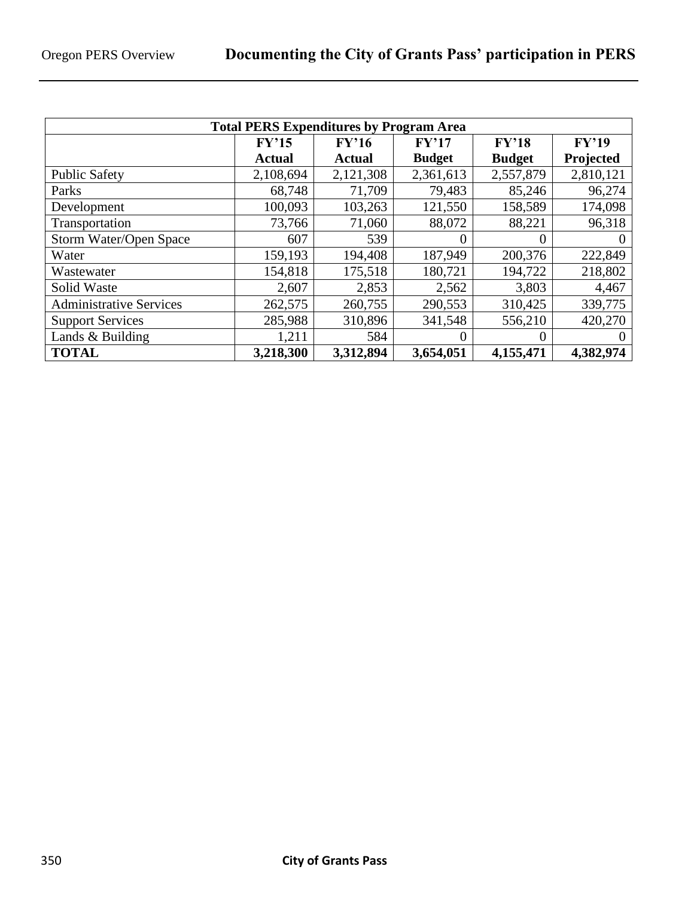| Total PERS Expenditures by Program Area | | | | | |
|---|---|---|---|---|---|
| | FY'15 Actual | FY'16 Actual | FY'17 Budget | FY'18 Budget | FY'19 Projected |
| Public Safety | 2,108,694 | 2,121,308 | 2,361,613 | 2,557,879 | 2,810,121 |
| Parks | 68,748 | 71,709 | 79,483 | 85,246 | 96,274 |
| Development | 100,093 | 103,263 | 121,550 | 158,589 | 174,098 |
| Transportation | 73,766 | 71,060 | 88,072 | 88,221 | 96,318 |
| Storm Water/Open Space | 607 | 539 | 0 | 0 | 0 |
| Water | 159,193 | 194,408 | 187,949 | 200,376 | 222,849 |
| Wastewater | 154,818 | 175,518 | 180,721 | 194,722 | 218,802 |
| Solid Waste | 2,607 | 2,853 | 2,562 | 3,803 | 4,467 |
| Administrative Services | 262,575 | 260,755 | 290,553 | 310,425 | 339,775 |
| Support Services | 285,988 | 310,896 | 341,548 | 556,210 | 420,270 |
| Lands & Building | 1,211 | 584 | 0 | 0 | 0 |
| **TOTAL** | **3,218,300** | **3,312,894** | **3,654,051** | **4,155,471** | **4,382,974** |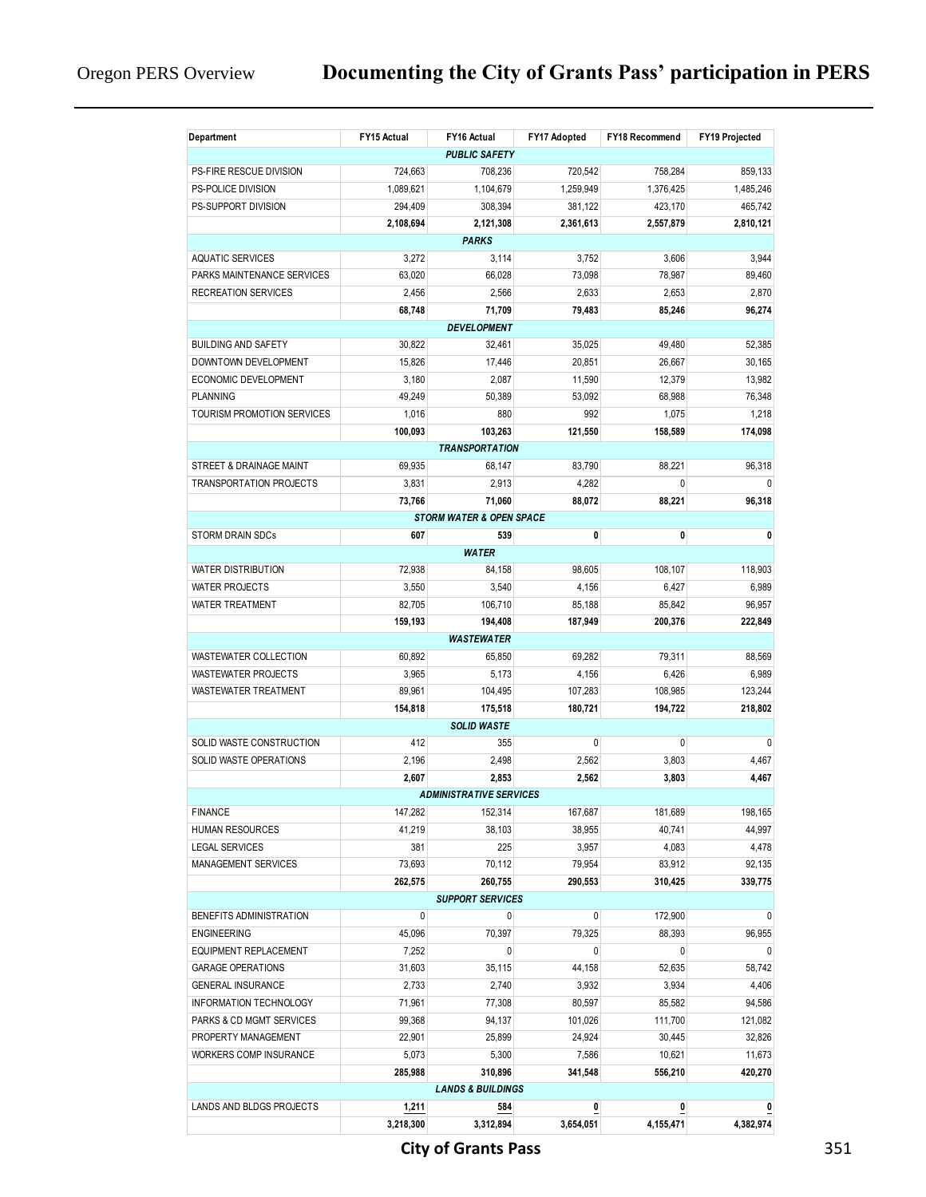| Department | FY15 Actual | FY16 Actual | FY17 Adopted | FY18 Recommend | FY19 Projected |
|---|---|---|---|---|---|
| ***PUBLIC SAFETY*** | | | | | |
| PS-FIRE RESCUE DIVISION | 724,663 | 708,236 | 720,542 | 758,284 | 859,133 |
| PS-POLICE DIVISION | 1,089,621 | 1,104,679 | 1,259,949 | 1,376,425 | 1,485,246 |
| PS-SUPPORT DIVISION | 294,409 | 308,394 | 381,122 | 423,170 | 465,742 |
| | **2,108,694** | **2,121,308** | **2,361,613** | **2,557,879** | **2,810,121** |
| ***PARKS*** | | | | | |
| AQUATIC SERVICES | 3,272 | 3,114 | 3,752 | 3,606 | 3,944 |
| PARKS MAINTENANCE SERVICES | 63,020 | 66,028 | 73,098 | 78,987 | 89,460 |
| RECREATION SERVICES | 2,456 | 2,566 | 2,633 | 2,653 | 2,870 |
| | **68,748** | **71,709** | **79,483** | **85,246** | **96,274** |
| ***DEVELOPMENT*** | | | | | |
| BUILDING AND SAFETY | 30,822 | 32,461 | 35,025 | 49,480 | 52,385 |
| DOWNTOWN DEVELOPMENT | 15,826 | 17,446 | 20,851 | 26,667 | 30,165 |
| ECONOMIC DEVELOPMENT | 3,180 | 2,087 | 11,590 | 12,379 | 13,982 |
| PLANNING | 49,249 | 50,389 | 53,092 | 68,988 | 76,348 |
| TOURISM PROMOTION SERVICES | 1,016 | 880 | 992 | 1,075 | 1,218 |
| | **100,093** | **103,263** | **121,550** | **158,589** | **174,098** |
| ***TRANSPORTATION*** | | | | | |
| STREET & DRAINAGE MAINT | 69,935 | 68,147 | 83,790 | 88,221 | 96,318 |
| TRANSPORTATION PROJECTS | 3,831 | 2,913 | 4,282 | 0 | 0 |
| | **73,766** | **71,060** | **88,072** | **88,221** | **96,318** |
| ***STORM WATER & OPEN SPACE*** | | | | | |
| STORM DRAIN SDCs | **607** | **539** | **0** | **0** | **0** |
| ***WATER*** | | | | | |
| WATER DISTRIBUTION | 72,938 | 84,158 | 98,605 | 108,107 | 118,903 |
| WATER PROJECTS | 3,550 | 3,540 | 4,156 | 6,427 | 6,989 |
| WATER TREATMENT | 82,705 | 106,710 | 85,188 | 85,842 | 96,957 |
| | **159,193** | **194,408** | **187,949** | **200,376** | **222,849** |
| ***WASTEWATER*** | | | | | |
| WASTEWATER COLLECTION | 60,892 | 65,850 | 69,282 | 79,311 | 88,569 |
| WASTEWATER PROJECTS | 3,965 | 5,173 | 4,156 | 6,426 | 6,989 |
| WASTEWATER TREATMENT | 89,961 | 104,495 | 107,283 | 108,985 | 123,244 |
| | **154,818** | **175,518** | **180,721** | **194,722** | **218,802** |
| ***SOLID WASTE*** | | | | | |
| SOLID WASTE CONSTRUCTION | 412 | 355 | 0 | 0 | 0 |
| SOLID WASTE OPERATIONS | 2,196 | 2,498 | 2,562 | 3,803 | 4,467 |
| | **2,607** | **2,853** | **2,562** | **3,803** | **4,467** |
| ***ADMINISTRATIVE SERVICES*** | | | | | |
| FINANCE | 147,282 | 152,314 | 167,687 | 181,689 | 198,165 |
| HUMAN RESOURCES | 41,219 | 38,103 | 38,955 | 40,741 | 44,997 |
| LEGAL SERVICES | 381 | 225 | 3,957 | 4,083 | 4,478 |
| MANAGEMENT SERVICES | 73,693 | 70,112 | 79,954 | 83,912 | 92,135 |
| | **262,575** | **260,755** | **290,553** | **310,425** | **339,775** |
| ***SUPPORT SERVICES*** | | | | | |
| BENEFITS ADMINISTRATION | 0 | 0 | 0 | 172,900 | 0 |
| ENGINEERING | 45,096 | 70,397 | 79,325 | 88,393 | 96,955 |
| EQUIPMENT REPLACEMENT | 7,252 | 0 | 0 | 0 | 0 |
| GARAGE OPERATIONS | 31,603 | 35,115 | 44,158 | 52,635 | 58,742 |
| GENERAL INSURANCE | 2,733 | 2,740 | 3,932 | 3,934 | 4,406 |
| INFORMATION TECHNOLOGY | 71,961 | 77,308 | 80,597 | 85,582 | 94,586 |
| PARKS & CD MGMT SERVICES | 99,368 | 94,137 | 101,026 | 111,700 | 121,082 |
| PROPERTY MANAGEMENT | 22,901 | 25,899 | 24,924 | 30,445 | 32,826 |
| WORKERS COMP INSURANCE | 5,073 | 5,300 | 7,586 | 10,621 | 11,673 |
| | **285,988** | **310,896** | **341,548** | **556,210** | **420,270** |
| ***LANDS & BUILDINGS*** | | | | | |
| LANDS AND BLDGS PROJECTS | **1,211** | **584** | **0** | **0** | **0** |
| | **3,218,300** | **3,312,894** | **3,654,051** | **4,155,471** | **4,382,974** |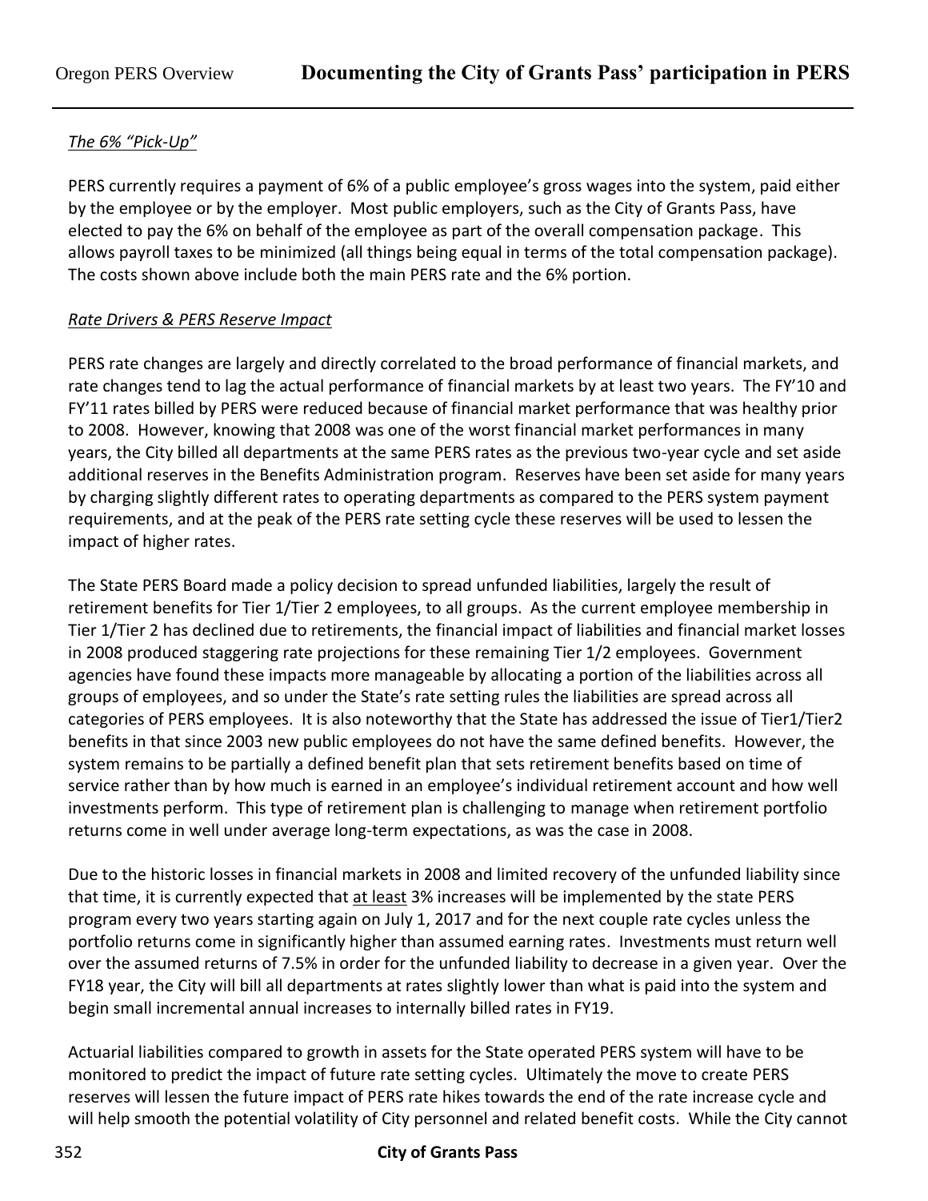*The 6% "Pick-Up"*

PERS currently requires a payment of 6% of a public employee's gross wages into the system, paid either by the employee or by the employer. Most public employers, such as the City of Grants Pass, have elected to pay the 6% on behalf of the employee as part of the overall compensation package. This allows payroll taxes to be minimized (all things being equal in terms of the total compensation package). The costs shown above include both the main PERS rate and the 6% portion.

*Rate Drivers & PERS Reserve Impact*

PERS rate changes are largely and directly correlated to the broad performance of financial markets, and rate changes tend to lag the actual performance of financial markets by at least two years. The FY'10 and FY'11 rates billed by PERS were reduced because of financial market performance that was healthy prior to 2008. However, knowing that 2008 was one of the worst financial market performances in many years, the City billed all departments at the same PERS rates as the previous two-year cycle and set aside additional reserves in the Benefits Administration program. Reserves have been set aside for many years by charging slightly different rates to operating departments as compared to the PERS system payment requirements, and at the peak of the PERS rate setting cycle these reserves will be used to lessen the impact of higher rates.

The State PERS Board made a policy decision to spread unfunded liabilities, largely the result of retirement benefits for Tier 1/Tier 2 employees, to all groups. As the current employee membership in Tier 1/Tier 2 has declined due to retirements, the financial impact of liabilities and financial market losses in 2008 produced staggering rate projections for these remaining Tier 1/2 employees. Government agencies have found these impacts more manageable by allocating a portion of the liabilities across all groups of employees, and so under the State's rate setting rules the liabilities are spread across all categories of PERS employees. It is also noteworthy that the State has addressed the issue of Tier1/Tier2 benefits in that since 2003 new public employees do not have the same defined benefits. However, the system remains to be partially a defined benefit plan that sets retirement benefits based on time of service rather than by how much is earned in an employee's individual retirement account and how well investments perform. This type of retirement plan is challenging to manage when retirement portfolio returns come in well under average long-term expectations, as was the case in 2008.

Due to the historic losses in financial markets in 2008 and limited recovery of the unfunded liability since that time, it is currently expected that at least 3% increases will be implemented by the state PERS program every two years starting again on July 1, 2017 and for the next couple rate cycles unless the portfolio returns come in significantly higher than assumed earning rates. Investments must return well over the assumed returns of 7.5% in order for the unfunded liability to decrease in a given year. Over the FY18 year, the City will bill all departments at rates slightly lower than what is paid into the system and begin small incremental annual increases to internally billed rates in FY19.

Actuarial liabilities compared to growth in assets for the State operated PERS system will have to be monitored to predict the impact of future rate setting cycles. Ultimately the move to create PERS reserves will lessen the future impact of PERS rate hikes towards the end of the rate increase cycle and will help smooth the potential volatility of City personnel and related benefit costs. While the City cannot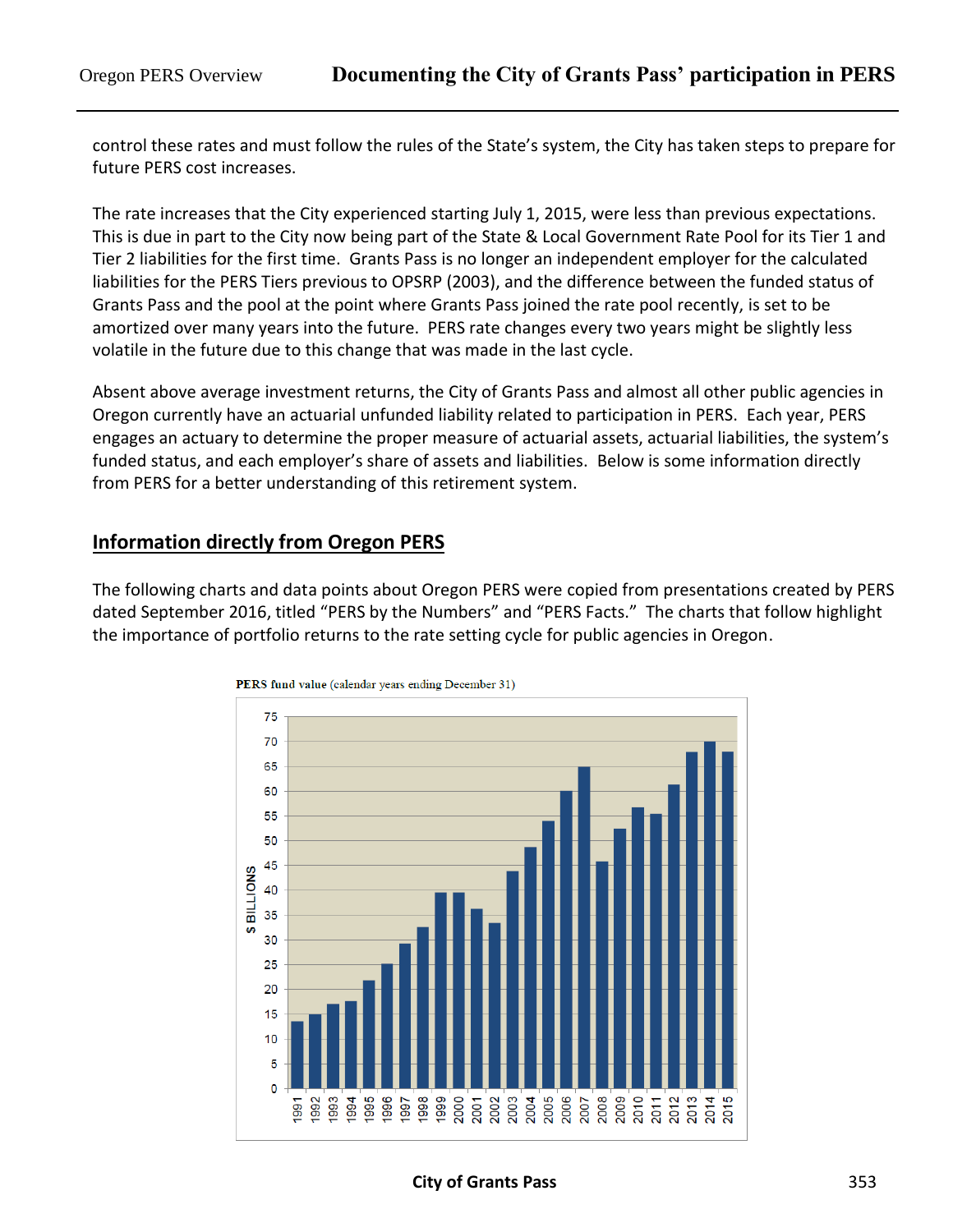control these rates and must follow the rules of the State's system, the City has taken steps to prepare for future PERS cost increases.

The rate increases that the City experienced starting July 1, 2015, were less than previous expectations. This is due in part to the City now being part of the State & Local Government Rate Pool for its Tier 1 and Tier 2 liabilities for the first time. Grants Pass is no longer an independent employer for the calculated liabilities for the PERS Tiers previous to OPSRP (2003), and the difference between the funded status of Grants Pass and the pool at the point where Grants Pass joined the rate pool recently, is set to be amortized over many years into the future. PERS rate changes every two years might be slightly less volatile in the future due to this change that was made in the last cycle.

Absent above average investment returns, the City of Grants Pass and almost all other public agencies in Oregon currently have an actuarial unfunded liability related to participation in PERS. Each year, PERS engages an actuary to determine the proper measure of actuarial assets, actuarial liabilities, the system's funded status, and each employer's share of assets and liabilities. Below is some information directly from PERS for a better understanding of this retirement system.

## Information directly from Oregon PERS

The following charts and data points about Oregon PERS were copied from presentations created by PERS dated September 2016, titled "PERS by the Numbers" and "PERS Facts." The charts that follow highlight the importance of portfolio returns to the rate setting cycle for public agencies in Oregon.

**PERS fund value** (calendar years ending December 31)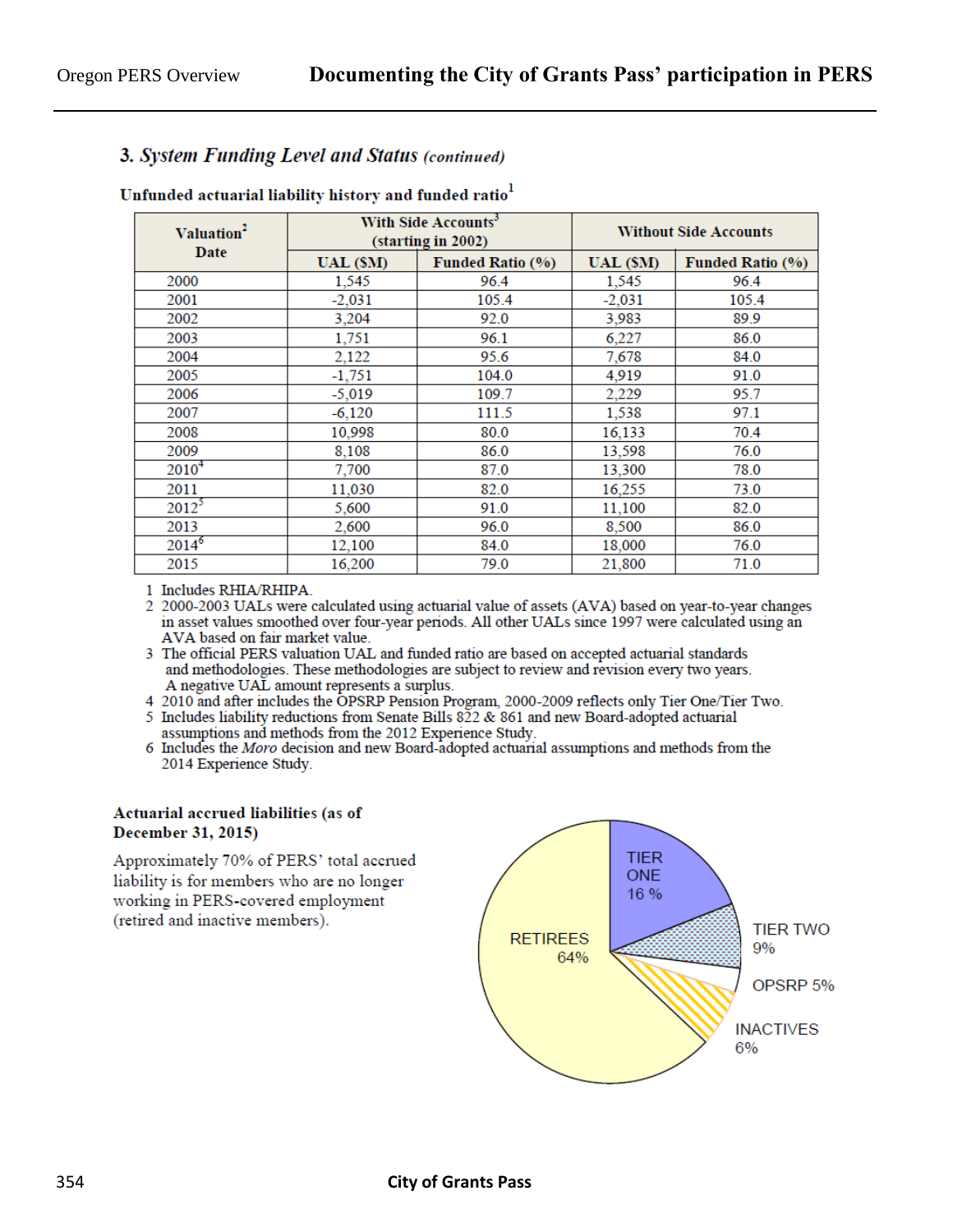### 3. *System Funding Level and Status* *(continued)*

**Unfunded actuarial liability history and funded ratio**[1]

| Valuation[2] Date | With Side Accounts[3] (starting in 2002) | | Without Side Accounts | |
|---|---|---|---|---|
| | UAL ($M) | Funded Ratio (%) | UAL ($M) | Funded Ratio (%) |
| 2000 | 1,545 | 96.4 | 1,545 | 96.4 |
| 2001 | -2,031 | 105.4 | -2,031 | 105.4 |
| 2002 | 3,204 | 92.0 | 3,983 | 89.9 |
| 2003 | 1,751 | 96.1 | 6,227 | 86.0 |
| 2004 | 2,122 | 95.6 | 7,678 | 84.0 |
| 2005 | -1,751 | 104.0 | 4,919 | 91.0 |
| 2006 | -5,019 | 109.7 | 2,229 | 95.7 |
| 2007 | -6,120 | 111.5 | 1,538 | 97.1 |
| 2008 | 10,998 | 80.0 | 16,133 | 70.4 |
| 2009 | 8,108 | 86.0 | 13,598 | 76.0 |
| 2010[4] | 7,700 | 87.0 | 13,300 | 78.0 |
| 2011 | 11,030 | 82.0 | 16,255 | 73.0 |
| 2012[5] | 5,600 | 91.0 | 11,100 | 82.0 |
| 2013 | 2,600 | 96.0 | 8,500 | 86.0 |
| 2014[6] | 12,100 | 84.0 | 18,000 | 76.0 |
| 2015 | 16,200 | 79.0 | 21,800 | 71.0 |

1 Includes RHIA/RHIPA.
2 2000-2003 UALs were calculated using actuarial value of assets (AVA) based on year-to-year changes in asset values smoothed over four-year periods. All other UALs since 1997 were calculated using an AVA based on fair market value.
3 The official PERS valuation UAL and funded ratio are based on accepted actuarial standards and methodologies. These methodologies are subject to review and revision every two years. A negative UAL amount represents a surplus.
4 2010 and after includes the OPSRP Pension Program, 2000-2009 reflects only Tier One/Tier Two.
5 Includes liability reductions from Senate Bills 822 & 861 and new Board-adopted actuarial assumptions and methods from the 2012 Experience Study.
6 Includes the *Moro* decision and new Board-adopted actuarial assumptions and methods from the 2014 Experience Study.

**Actuarial accrued liabilities (as of December 31, 2015)**

Approximately 70% of PERS' total accrued liability is for members who are no longer working in PERS-covered employment (retired and inactive members).

TIER ONE 16 %

TIER TWO 9%

OPSRP 5%

INACTIVES 6%

RETIREES 64%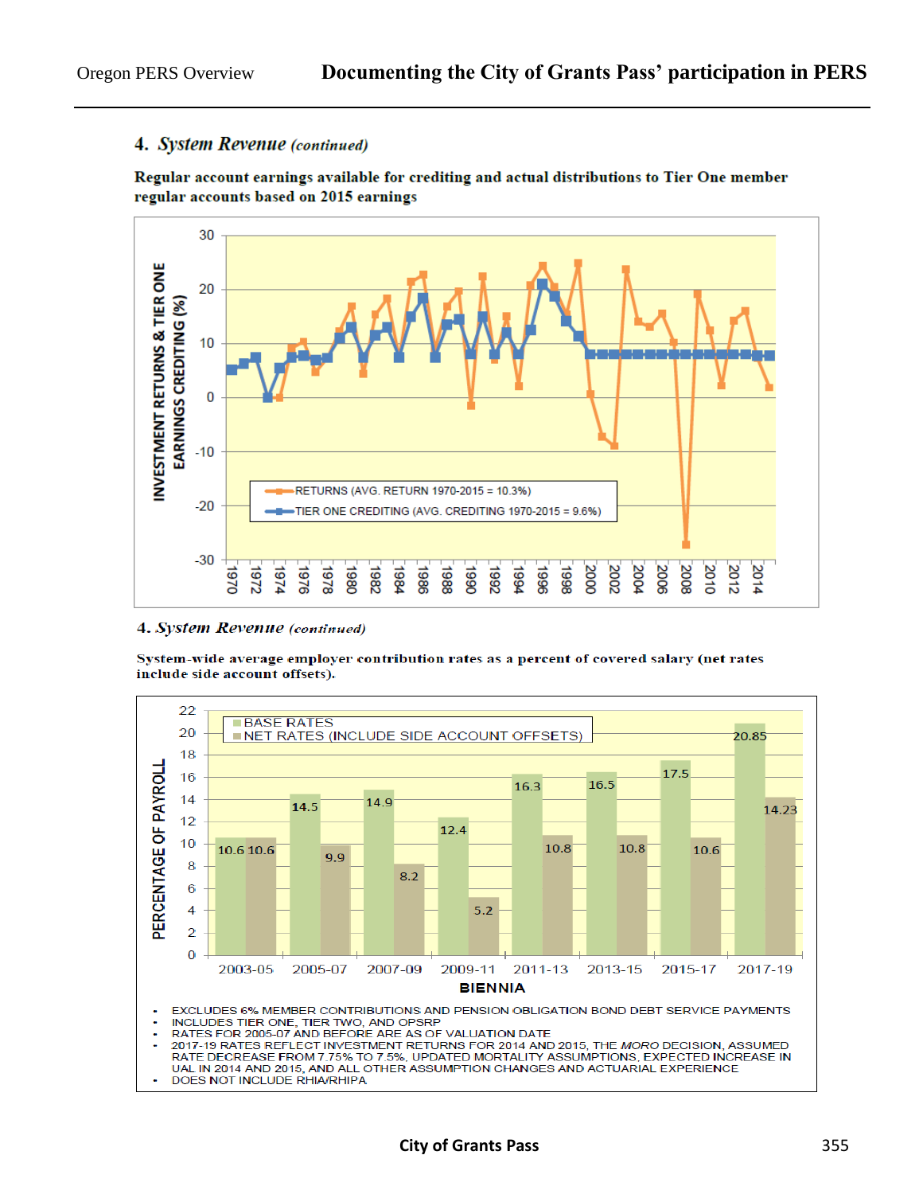## 4. *System Revenue* *(continued)*

**Regular account earnings available for crediting and actual distributions to Tier One member regular accounts based on 2015 earnings**

INVESTMENT RETURNS & TIER ONE EARNINGS CREDITING (%)

- RETURNS (AVG. RETURN 1970-2015 = 10.3%)
- TIER ONE CREDITING (AVG. CREDITING 1970-2015 = 9.6%)

## 4. *System Revenue* *(continued)*

**System-wide average employer contribution rates as a percent of covered salary (net rates include side account offsets).**

| BIENNIA | BASE RATES | NET RATES (INCLUDE SIDE ACCOUNT OFFSETS) |
|---|---|---|
| 2003-05 | 10.6 | 10.6 |
| 2005-07 | 14.5 | 9.9 |
| 2007-09 | 14.9 | 8.2 |
| 2009-11 | 12.4 | 5.2 |
| 2011-13 | 16.3 | 10.8 |
| 2013-15 | 16.5 | 10.8 |
| 2015-17 | 17.5 | 10.6 |
| 2017-19 | 20.85 | 14.23 |

PERCENTAGE OF PAYROLL

- EXCLUDES 6% MEMBER CONTRIBUTIONS AND PENSION OBLIGATION BOND DEBT SERVICE PAYMENTS
- INCLUDES TIER ONE, TIER TWO, AND OPSRP
- RATES FOR 2005-07 AND BEFORE ARE AS OF VALUATION DATE
- 2017-19 RATES REFLECT INVESTMENT RETURNS FOR 2014 AND 2015, THE *MORO* DECISION, ASSUMED RATE DECREASE FROM 7.75% TO 7.5%, UPDATED MORTALITY ASSUMPTIONS, EXPECTED INCREASE IN UAL IN 2014 AND 2015, AND ALL OTHER ASSUMPTION CHANGES AND ACTUARIAL EXPERIENCE
- DOES NOT INCLUDE RHIA/RHIPA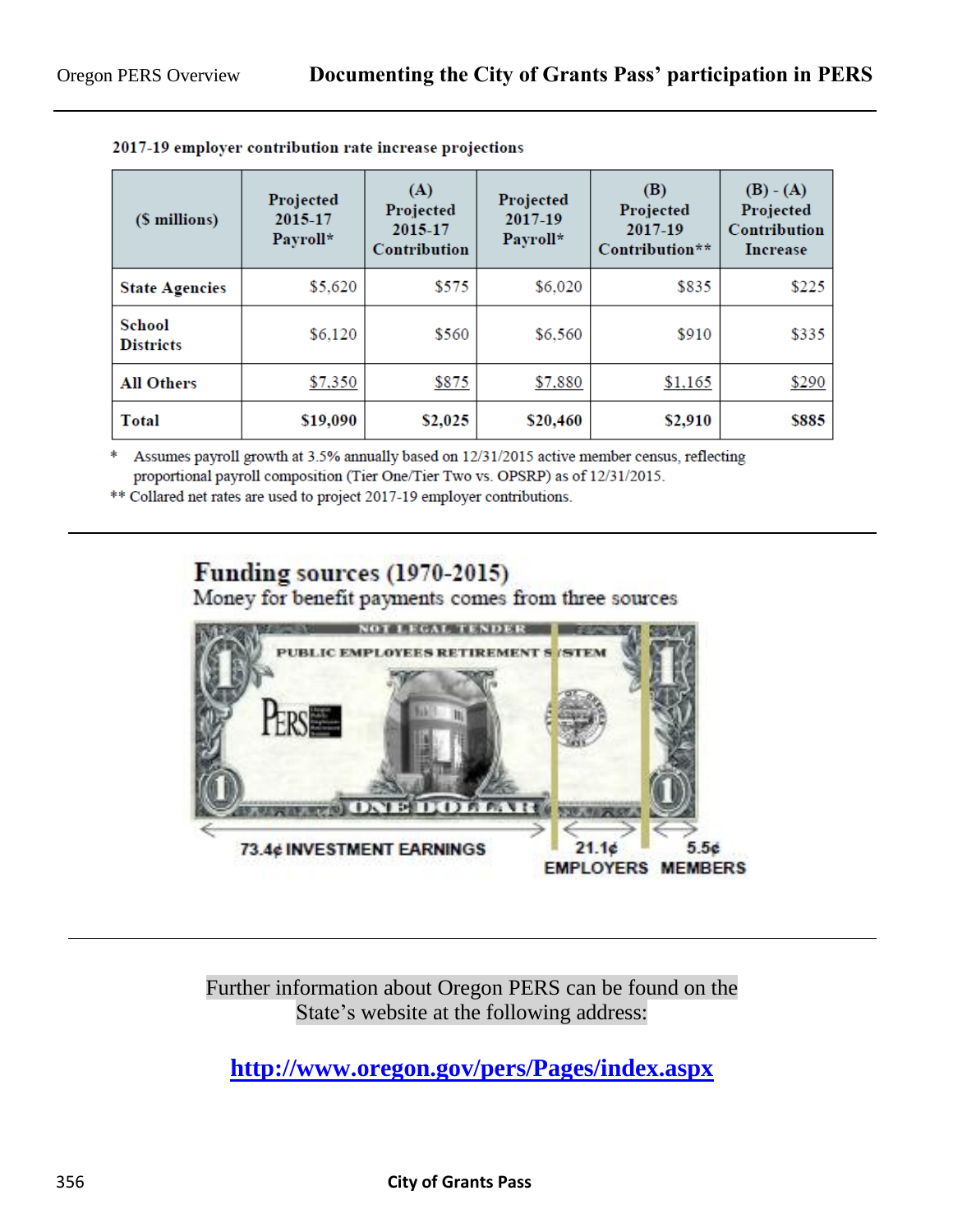**2017-19 employer contribution rate increase projections**

| ($ millions) | Projected 2015-17 Payroll* | (A) Projected 2015-17 Contribution | Projected 2017-19 Payroll* | (B) Projected 2017-19 Contribution** | (B) - (A) Projected Contribution Increase |
|---|---|---|---|---|---|
| State Agencies | $5,620 | $575 | $6,020 | $835 | $225 |
| School Districts | $6,120 | $560 | $6,560 | $910 | $335 |
| All Others | $7,350 | $875 | $7,880 | $1,165 | $290 |
| **Total** | **$19,090** | **$2,025** | **$20,460** | **$2,910** | **$885** |

\* Assumes payroll growth at 3.5% annually based on 12/31/2015 active member census, reflecting proportional payroll composition (Tier One/Tier Two vs. OPSRP) as of 12/31/2015.

\*\* Collared net rates are used to project 2017-19 employer contributions.

**Funding sources (1970-2015)**

Money for benefit payments comes from three sources

NOT LEGAL TENDER

PUBLIC EMPLOYEES RETIREMENT SYSTEM

PERS

ONE DOLLAR

73.4¢ INVESTMENT EARNINGS

21.1¢ EMPLOYERS

5.5¢ MEMBERS

Further information about Oregon PERS can be found on the State's website at the following address:

**http://www.oregon.gov/pers/Pages/index.aspx**